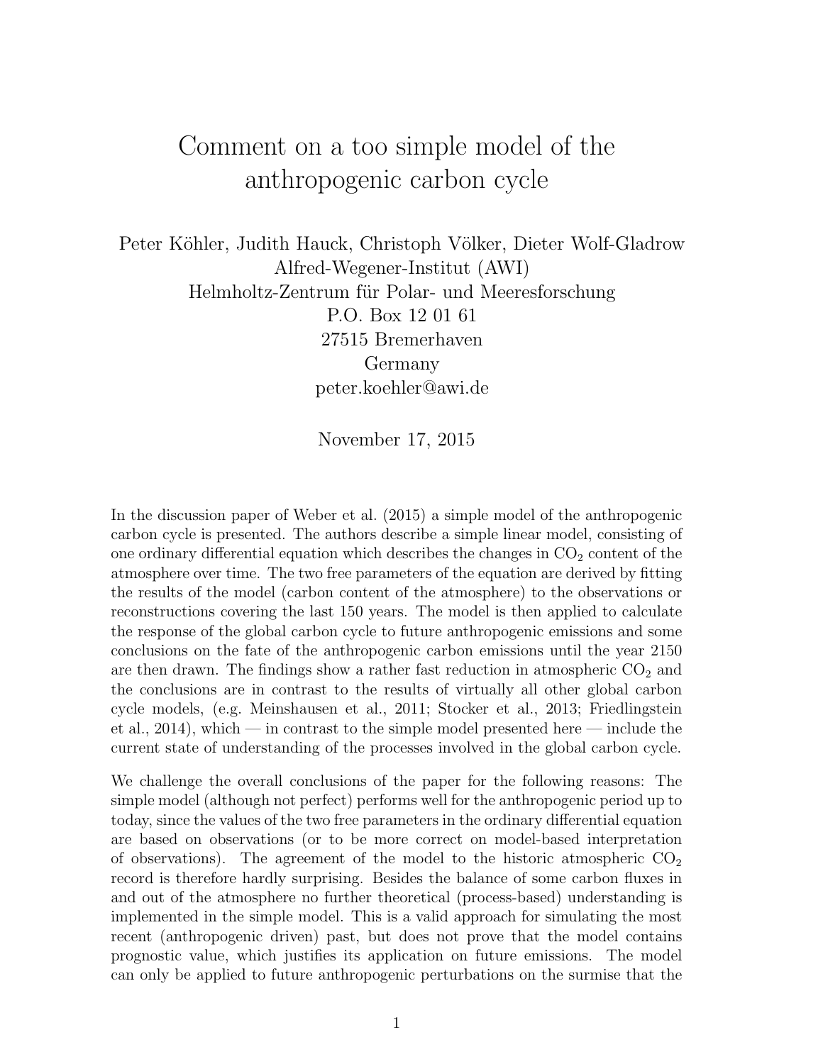# Comment on a too simple model of the anthropogenic carbon cycle

Peter Köhler, Judith Hauck, Christoph Völker, Dieter Wolf-Gladrow
Alfred-Wegener-Institut (AWI)
Helmholtz-Zentrum für Polar- und Meeresforschung
P.O. Box 12 01 61
27515 Bremerhaven
Germany
peter.koehler@awi.de

November 17, 2015

In the discussion paper of Weber et al. (2015) a simple model of the anthropogenic carbon cycle is presented. The authors describe a simple linear model, consisting of one ordinary differential equation which describes the changes in $CO_2$ content of the atmosphere over time. The two free parameters of the equation are derived by fitting the results of the model (carbon content of the atmosphere) to the observations or reconstructions covering the last 150 years. The model is then applied to calculate the response of the global carbon cycle to future anthropogenic emissions and some conclusions on the fate of the anthropogenic carbon emissions until the year 2150 are then drawn. The findings show a rather fast reduction in atmospheric $CO_2$ and the conclusions are in contrast to the results of virtually all other global carbon cycle models, (e.g. Meinshausen et al., 2011; Stocker et al., 2013; Friedlingstein et al., 2014), which — in contrast to the simple model presented here — include the current state of understanding of the processes involved in the global carbon cycle.

We challenge the overall conclusions of the paper for the following reasons: The simple model (although not perfect) performs well for the anthropogenic period up to today, since the values of the two free parameters in the ordinary differential equation are based on observations (or to be more correct on model-based interpretation of observations). The agreement of the model to the historic atmospheric $CO_2$ record is therefore hardly surprising. Besides the balance of some carbon fluxes in and out of the atmosphere no further theoretical (process-based) understanding is implemented in the simple model. This is a valid approach for simulating the most recent (anthropogenic driven) past, but does not prove that the model contains prognostic value, which justifies its application on future emissions. The model can only be applied to future anthropogenic perturbations on the surmise that the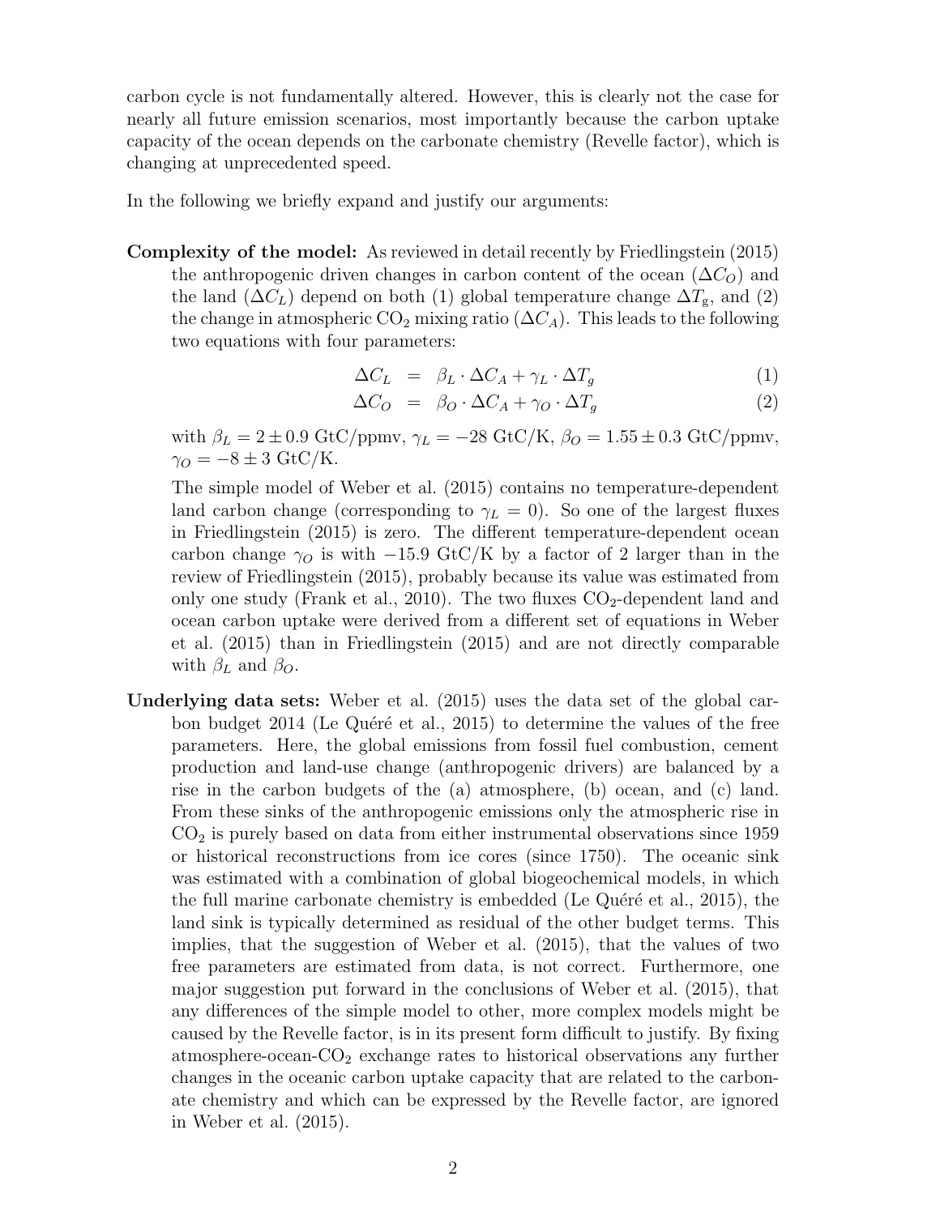carbon cycle is not fundamentally altered. However, this is clearly not the case for nearly all future emission scenarios, most importantly because the carbon uptake capacity of the ocean depends on the carbonate chemistry (Revelle factor), which is changing at unprecedented speed.

In the following we briefly expand and justify our arguments:

**Complexity of the model:** As reviewed in detail recently by Friedlingstein (2015) the anthropogenic driven changes in carbon content of the ocean ($\Delta C_O$) and the land ($\Delta C_L$) depend on both (1) global temperature change $\Delta T_{\mathrm{g}}$, and (2) the change in atmospheric $CO_2$ mixing ratio ($\Delta C_A$). This leads to the following two equations with four parameters:

$$\Delta C_L = \beta_L \cdot \Delta C_A + \gamma_L \cdot \Delta T_g \tag{1}$$

$$\Delta C_O = \beta_O \cdot \Delta C_A + \gamma_O \cdot \Delta T_g \tag{2}$$

with $\beta_L = 2 \pm 0.9$ GtC/ppmv, $\gamma_L = -28$ GtC/K, $\beta_O = 1.55 \pm 0.3$ GtC/ppmv, $\gamma_O = -8 \pm 3$ GtC/K.

The simple model of Weber et al. (2015) contains no temperature-dependent land carbon change (corresponding to $\gamma_L = 0$). So one of the largest fluxes in Friedlingstein (2015) is zero. The different temperature-dependent ocean carbon change $\gamma_O$ is with $-15.9$ GtC/K by a factor of 2 larger than in the review of Friedlingstein (2015), probably because its value was estimated from only one study (Frank et al., 2010). The two fluxes $CO_2$-dependent land and ocean carbon uptake were derived from a different set of equations in Weber et al. (2015) than in Friedlingstein (2015) and are not directly comparable with $\beta_L$ and $\beta_O$.

**Underlying data sets:** Weber et al. (2015) uses the data set of the global carbon budget 2014 (Le Quéré et al., 2015) to determine the values of the free parameters. Here, the global emissions from fossil fuel combustion, cement production and land-use change (anthropogenic drivers) are balanced by a rise in the carbon budgets of the (a) atmosphere, (b) ocean, and (c) land. From these sinks of the anthropogenic emissions only the atmospheric rise in $CO_2$ is purely based on data from either instrumental observations since 1959 or historical reconstructions from ice cores (since 1750). The oceanic sink was estimated with a combination of global biogeochemical models, in which the full marine carbonate chemistry is embedded (Le Quéré et al., 2015), the land sink is typically determined as residual of the other budget terms. This implies, that the suggestion of Weber et al. (2015), that the values of two free parameters are estimated from data, is not correct. Furthermore, one major suggestion put forward in the conclusions of Weber et al. (2015), that any differences of the simple model to other, more complex models might be caused by the Revelle factor, is in its present form difficult to justify. By fixing atmosphere-ocean-$CO_2$ exchange rates to historical observations any further changes in the oceanic carbon uptake capacity that are related to the carbonate chemistry and which can be expressed by the Revelle factor, are ignored in Weber et al. (2015).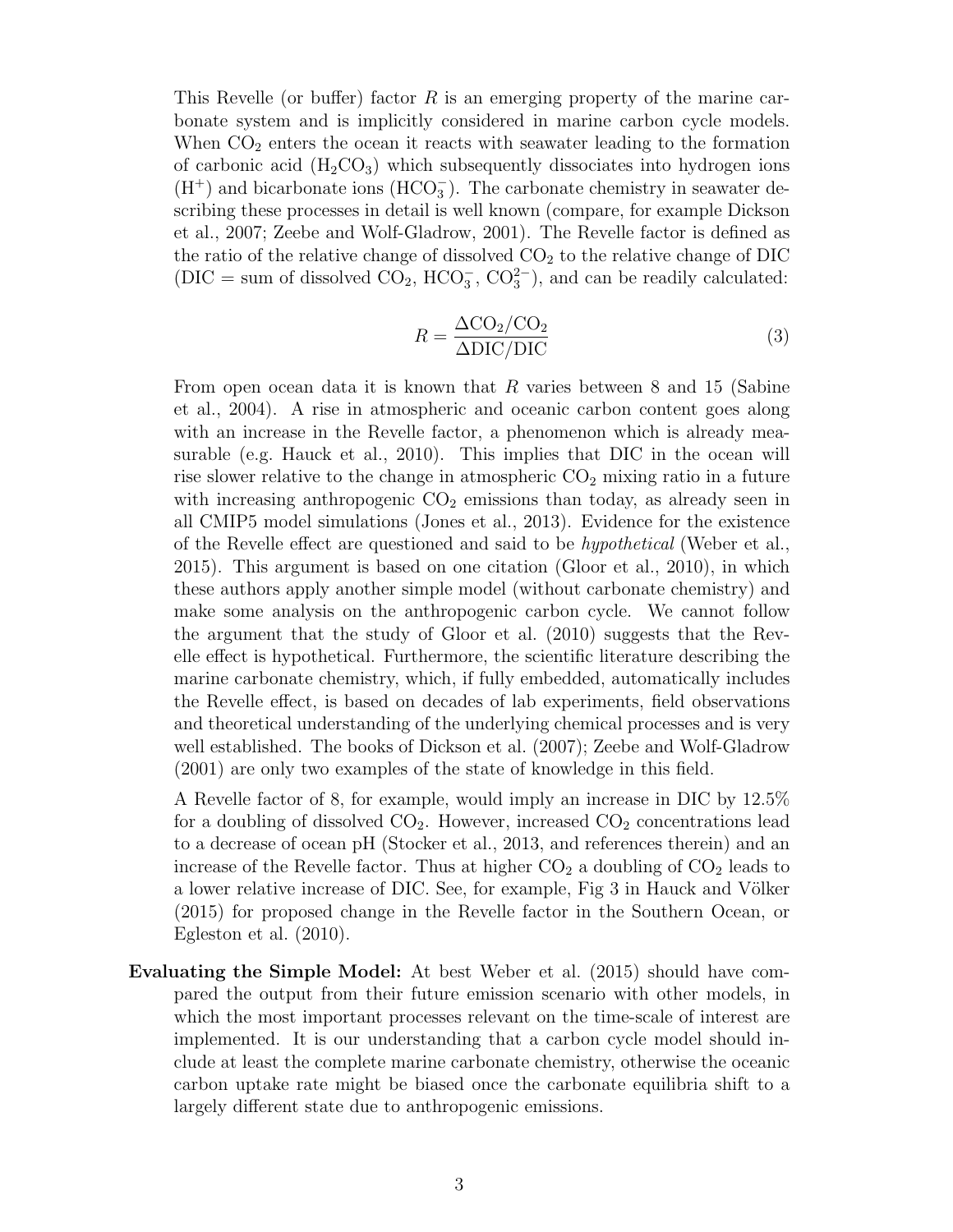This Revelle (or buffer) factor $R$ is an emerging property of the marine carbonate system and is implicitly considered in marine carbon cycle models. When $CO_2$ enters the ocean it reacts with seawater leading to the formation of carbonic acid ($H_2CO_3$) which subsequently dissociates into hydrogen ions ($H^+$) and bicarbonate ions ($HCO_3^-$). The carbonate chemistry in seawater describing these processes in detail is well known (compare, for example Dickson et al., 2007; Zeebe and Wolf-Gladrow, 2001). The Revelle factor is defined as the ratio of the relative change of dissolved $CO_2$ to the relative change of DIC (DIC = sum of dissolved $CO_2$, $HCO_3^-$, $CO_3^{2-}$), and can be readily calculated:

$$R = \frac{\Delta CO_2 / CO_2}{\Delta DIC / DIC} \tag{3}$$

From open ocean data it is known that $R$ varies between 8 and 15 (Sabine et al., 2004). A rise in atmospheric and oceanic carbon content goes along with an increase in the Revelle factor, a phenomenon which is already measurable (e.g. Hauck et al., 2010). This implies that DIC in the ocean will rise slower relative to the change in atmospheric $CO_2$ mixing ratio in a future with increasing anthropogenic $CO_2$ emissions than today, as already seen in all CMIP5 model simulations (Jones et al., 2013). Evidence for the existence of the Revelle effect are questioned and said to be *hypothetical* (Weber et al., 2015). This argument is based on one citation (Gloor et al., 2010), in which these authors apply another simple model (without carbonate chemistry) and make some analysis on the anthropogenic carbon cycle. We cannot follow the argument that the study of Gloor et al. (2010) suggests that the Revelle effect is hypothetical. Furthermore, the scientific literature describing the marine carbonate chemistry, which, if fully embedded, automatically includes the Revelle effect, is based on decades of lab experiments, field observations and theoretical understanding of the underlying chemical processes and is very well established. The books of Dickson et al. (2007); Zeebe and Wolf-Gladrow (2001) are only two examples of the state of knowledge in this field.

A Revelle factor of 8, for example, would imply an increase in DIC by 12.5% for a doubling of dissolved $CO_2$. However, increased $CO_2$ concentrations lead to a decrease of ocean pH (Stocker et al., 2013, and references therein) and an increase of the Revelle factor. Thus at higher $CO_2$ a doubling of $CO_2$ leads to a lower relative increase of DIC. See, for example, Fig 3 in Hauck and Völker (2015) for proposed change in the Revelle factor in the Southern Ocean, or Egleston et al. (2010).

**Evaluating the Simple Model:** At best Weber et al. (2015) should have compared the output from their future emission scenario with other models, in which the most important processes relevant on the time-scale of interest are implemented. It is our understanding that a carbon cycle model should include at least the complete marine carbonate chemistry, otherwise the oceanic carbon uptake rate might be biased once the carbonate equilibria shift to a largely different state due to anthropogenic emissions.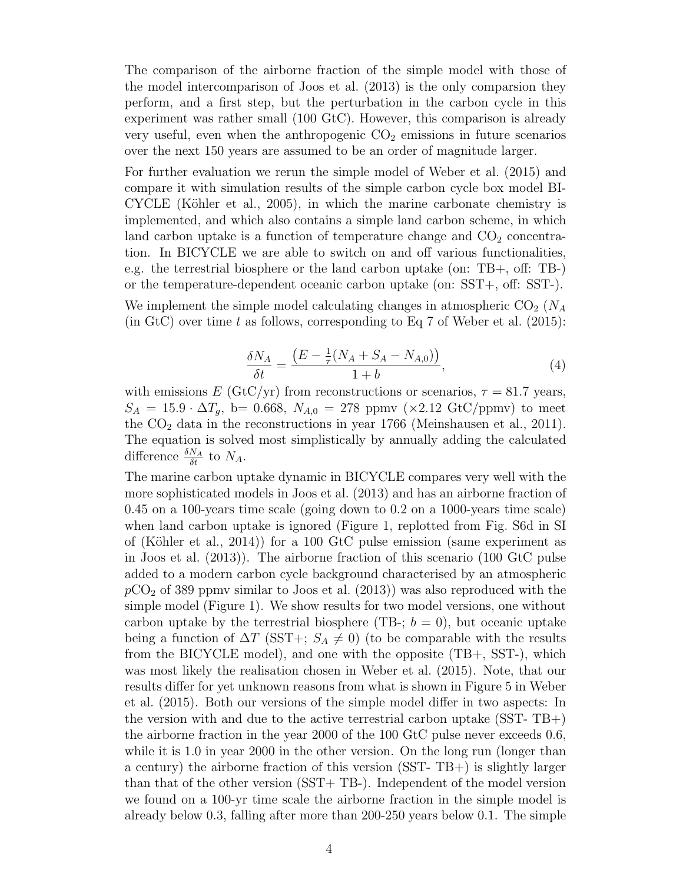The comparison of the airborne fraction of the simple model with those of the model intercomparison of Joos et al. (2013) is the only comparsion they perform, and a first step, but the perturbation in the carbon cycle in this experiment was rather small (100 GtC). However, this comparison is already very useful, even when the anthropogenic $CO_2$ emissions in future scenarios over the next 150 years are assumed to be an order of magnitude larger.

For further evaluation we rerun the simple model of Weber et al. (2015) and compare it with simulation results of the simple carbon cycle box model BICYCLE (Köhler et al., 2005), in which the marine carbonate chemistry is implemented, and which also contains a simple land carbon scheme, in which land carbon uptake is a function of temperature change and $CO_2$ concentration. In BICYCLE we are able to switch on and off various functionalities, e.g. the terrestrial biosphere or the land carbon uptake (on: TB+, off: TB-) or the temperature-dependent oceanic carbon uptake (on: SST+, off: SST-).

We implement the simple model calculating changes in atmospheric $CO_2$ ($N_A$ (in GtC) over time $t$ as follows, corresponding to Eq 7 of Weber et al. (2015):

$$\frac{\delta N_A}{\delta t} = \frac{\left(E - \frac{1}{\tau}(N_A + S_A - N_{A,0})\right)}{1 + b}, \tag{4}$$

with emissions $E$ (GtC/yr) from reconstructions or scenarios, $\tau = 81.7$ years, $S_A = 15.9 \cdot \Delta T_g$, b= 0.668, $N_{A,0} = 278$ ppmv ($\times 2.12$ GtC/ppmv) to meet the $CO_2$ data in the reconstructions in year 1766 (Meinshausen et al., 2011). The equation is solved most simplistically by annually adding the calculated difference $\frac{\delta N_A}{\delta t}$ to $N_A$.

The marine carbon uptake dynamic in BICYCLE compares very well with the more sophisticated models in Joos et al. (2013) and has an airborne fraction of 0.45 on a 100-years time scale (going down to 0.2 on a 1000-years time scale) when land carbon uptake is ignored (Figure 1, replotted from Fig. S6d in SI of (Köhler et al., 2014)) for a 100 GtC pulse emission (same experiment as in Joos et al. (2013)). The airborne fraction of this scenario (100 GtC pulse added to a modern carbon cycle background characterised by an atmospheric $pCO_2$ of 389 ppmv similar to Joos et al. (2013)) was also reproduced with the simple model (Figure 1). We show results for two model versions, one without carbon uptake by the terrestrial biosphere (TB-; $b = 0$), but oceanic uptake being a function of $\Delta T$ (SST+; $S_A \neq 0$) (to be comparable with the results from the BICYCLE model), and one with the opposite (TB+, SST-), which was most likely the realisation chosen in Weber et al. (2015). Note, that our results differ for yet unknown reasons from what is shown in Figure 5 in Weber et al. (2015). Both our versions of the simple model differ in two aspects: In the version with and due to the active terrestrial carbon uptake (SST- TB+) the airborne fraction in the year 2000 of the 100 GtC pulse never exceeds 0.6, while it is 1.0 in year 2000 in the other version. On the long run (longer than a century) the airborne fraction of this version (SST- TB+) is slightly larger than that of the other version (SST+ TB-). Independent of the model version we found on a 100-yr time scale the airborne fraction in the simple model is already below 0.3, falling after more than 200-250 years below 0.1. The simple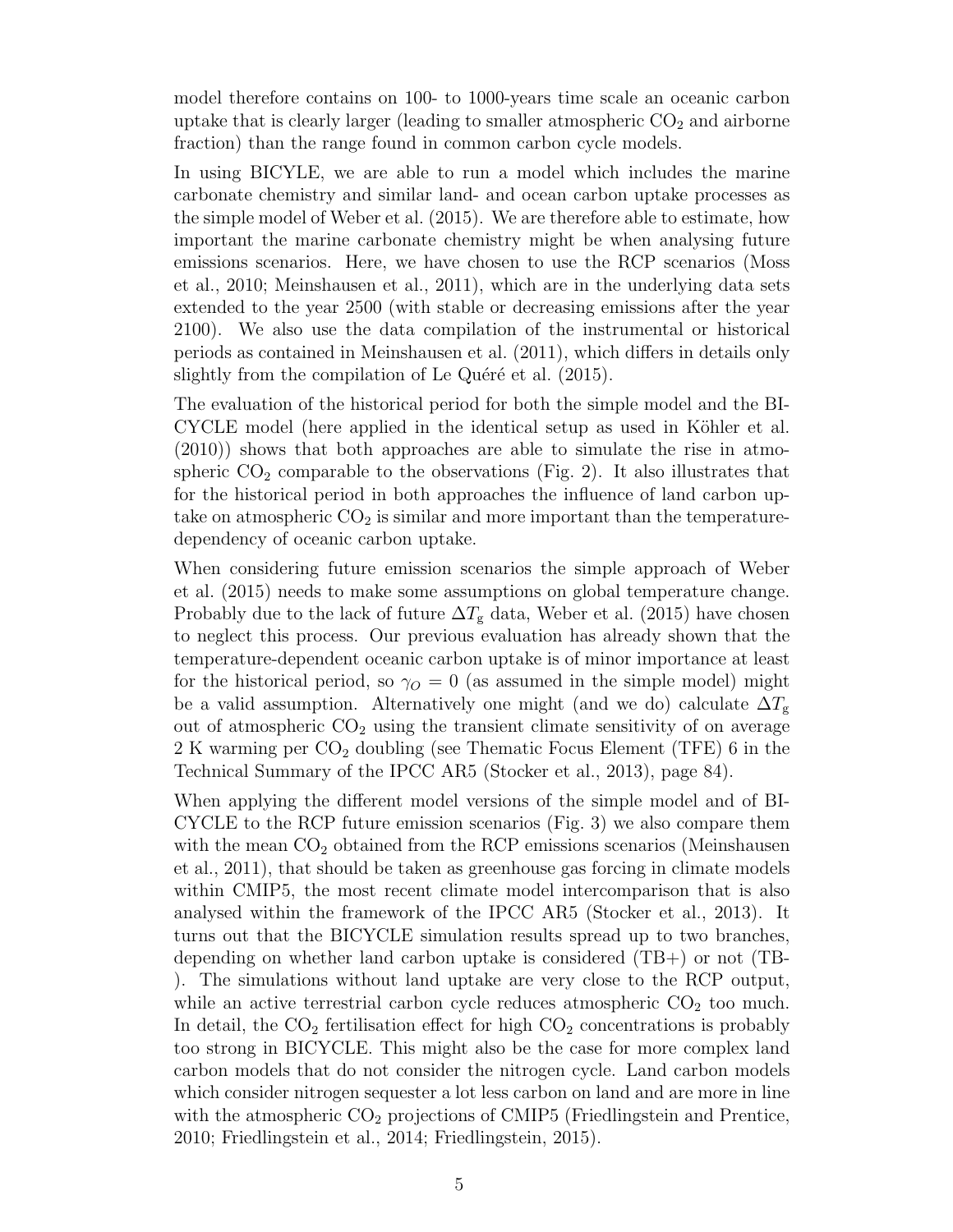model therefore contains on 100- to 1000-years time scale an oceanic carbon uptake that is clearly larger (leading to smaller atmospheric $CO_2$ and airborne fraction) than the range found in common carbon cycle models.

In using BICYLE, we are able to run a model which includes the marine carbonate chemistry and similar land- and ocean carbon uptake processes as the simple model of Weber et al. (2015). We are therefore able to estimate, how important the marine carbonate chemistry might be when analysing future emissions scenarios. Here, we have chosen to use the RCP scenarios (Moss et al., 2010; Meinshausen et al., 2011), which are in the underlying data sets extended to the year 2500 (with stable or decreasing emissions after the year 2100). We also use the data compilation of the instrumental or historical periods as contained in Meinshausen et al. (2011), which differs in details only slightly from the compilation of Le Quéré et al. (2015).

The evaluation of the historical period for both the simple model and the BICYCLE model (here applied in the identical setup as used in Köhler et al. (2010)) shows that both approaches are able to simulate the rise in atmospheric $CO_2$ comparable to the observations (Fig. 2). It also illustrates that for the historical period in both approaches the influence of land carbon uptake on atmospheric $CO_2$ is similar and more important than the temperature-dependency of oceanic carbon uptake.

When considering future emission scenarios the simple approach of Weber et al. (2015) needs to make some assumptions on global temperature change. Probably due to the lack of future $\Delta T_{\rm g}$ data, Weber et al. (2015) have chosen to neglect this process. Our previous evaluation has already shown that the temperature-dependent oceanic carbon uptake is of minor importance at least for the historical period, so $\gamma_O = 0$ (as assumed in the simple model) might be a valid assumption. Alternatively one might (and we do) calculate $\Delta T_{\rm g}$ out of atmospheric $CO_2$ using the transient climate sensitivity of on average 2 K warming per $CO_2$ doubling (see Thematic Focus Element (TFE) 6 in the Technical Summary of the IPCC AR5 (Stocker et al., 2013), page 84).

When applying the different model versions of the simple model and of BICYCLE to the RCP future emission scenarios (Fig. 3) we also compare them with the mean $CO_2$ obtained from the RCP emissions scenarios (Meinshausen et al., 2011), that should be taken as greenhouse gas forcing in climate models within CMIP5, the most recent climate model intercomparison that is also analysed within the framework of the IPCC AR5 (Stocker et al., 2013). It turns out that the BICYCLE simulation results spread up to two branches, depending on whether land carbon uptake is considered (TB+) or not (TB-). The simulations without land uptake are very close to the RCP output, while an active terrestrial carbon cycle reduces atmospheric $CO_2$ too much. In detail, the $CO_2$ fertilisation effect for high $CO_2$ concentrations is probably too strong in BICYCLE. This might also be the case for more complex land carbon models that do not consider the nitrogen cycle. Land carbon models which consider nitrogen sequester a lot less carbon on land and are more in line with the atmospheric $CO_2$ projections of CMIP5 (Friedlingstein and Prentice, 2010; Friedlingstein et al., 2014; Friedlingstein, 2015).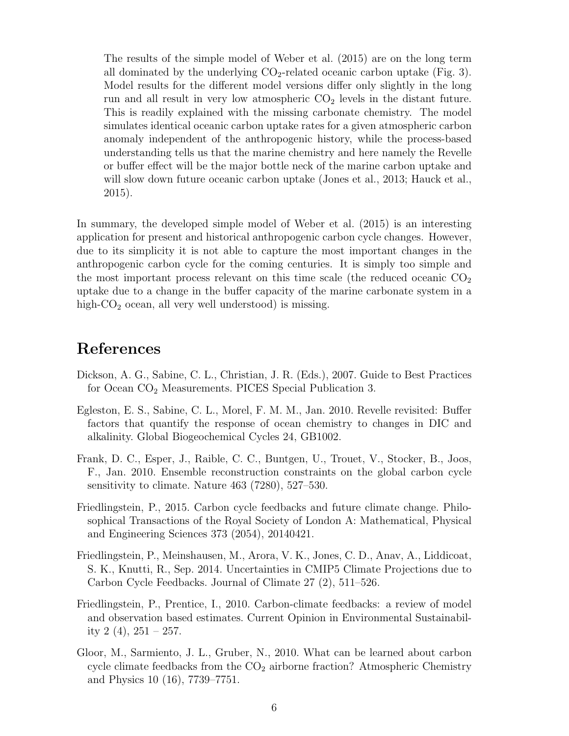> The results of the simple model of Weber et al. (2015) are on the long term all dominated by the underlying $CO_2$-related oceanic carbon uptake (Fig. 3). Model results for the different model versions differ only slightly in the long run and all result in very low atmospheric $CO_2$ levels in the distant future. This is readily explained with the missing carbonate chemistry. The model simulates identical oceanic carbon uptake rates for a given atmospheric carbon anomaly independent of the anthropogenic history, while the process-based understanding tells us that the marine chemistry and here namely the Revelle or buffer effect will be the major bottle neck of the marine carbon uptake and will slow down future oceanic carbon uptake (Jones et al., 2013; Hauck et al., 2015).

In summary, the developed simple model of Weber et al. (2015) is an interesting application for present and historical anthropogenic carbon cycle changes. However, due to its simplicity it is not able to capture the most important changes in the anthropogenic carbon cycle for the coming centuries. It is simply too simple and the most important process relevant on this time scale (the reduced oceanic $CO_2$ uptake due to a change in the buffer capacity of the marine carbonate system in a high-$CO_2$ ocean, all very well understood) is missing.

# References

Dickson, A. G., Sabine, C. L., Christian, J. R. (Eds.), 2007. Guide to Best Practices for Ocean $CO_2$ Measurements. PICES Special Publication 3.

Egleston, E. S., Sabine, C. L., Morel, F. M. M., Jan. 2010. Revelle revisited: Buffer factors that quantify the response of ocean chemistry to changes in DIC and alkalinity. Global Biogeochemical Cycles 24, GB1002.

Frank, D. C., Esper, J., Raible, C. C., Buntgen, U., Trouet, V., Stocker, B., Joos, F., Jan. 2010. Ensemble reconstruction constraints on the global carbon cycle sensitivity to climate. Nature 463 (7280), 527–530.

Friedlingstein, P., 2015. Carbon cycle feedbacks and future climate change. Philosophical Transactions of the Royal Society of London A: Mathematical, Physical and Engineering Sciences 373 (2054), 20140421.

Friedlingstein, P., Meinshausen, M., Arora, V. K., Jones, C. D., Anav, A., Liddicoat, S. K., Knutti, R., Sep. 2014. Uncertainties in CMIP5 Climate Projections due to Carbon Cycle Feedbacks. Journal of Climate 27 (2), 511–526.

Friedlingstein, P., Prentice, I., 2010. Carbon-climate feedbacks: a review of model and observation based estimates. Current Opinion in Environmental Sustainability 2 (4), 251 – 257.

Gloor, M., Sarmiento, J. L., Gruber, N., 2010. What can be learned about carbon cycle climate feedbacks from the $CO_2$ airborne fraction? Atmospheric Chemistry and Physics 10 (16), 7739–7751.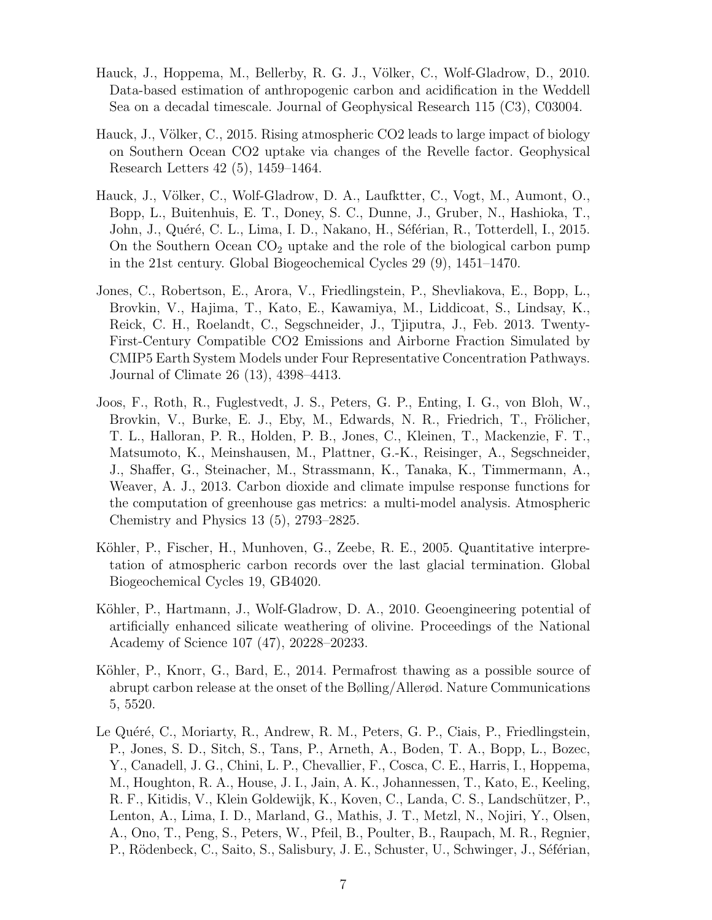Hauck, J., Hoppema, M., Bellerby, R. G. J., Völker, C., Wolf-Gladrow, D., 2010. Data-based estimation of anthropogenic carbon and acidification in the Weddell Sea on a decadal timescale. Journal of Geophysical Research 115 (C3), C03004.

Hauck, J., Völker, C., 2015. Rising atmospheric CO2 leads to large impact of biology on Southern Ocean CO2 uptake via changes of the Revelle factor. Geophysical Research Letters 42 (5), 1459–1464.

Hauck, J., Völker, C., Wolf-Gladrow, D. A., Laufktter, C., Vogt, M., Aumont, O., Bopp, L., Buitenhuis, E. T., Doney, S. C., Dunne, J., Gruber, N., Hashioka, T., John, J., Quéré, C. L., Lima, I. D., Nakano, H., Séférian, R., Totterdell, I., 2015. On the Southern Ocean $CO_2$ uptake and the role of the biological carbon pump in the 21st century. Global Biogeochemical Cycles 29 (9), 1451–1470.

Jones, C., Robertson, E., Arora, V., Friedlingstein, P., Shevliakova, E., Bopp, L., Brovkin, V., Hajima, T., Kato, E., Kawamiya, M., Liddicoat, S., Lindsay, K., Reick, C. H., Roelandt, C., Segschneider, J., Tjiputra, J., Feb. 2013. Twenty-First-Century Compatible CO2 Emissions and Airborne Fraction Simulated by CMIP5 Earth System Models under Four Representative Concentration Pathways. Journal of Climate 26 (13), 4398–4413.

Joos, F., Roth, R., Fuglestvedt, J. S., Peters, G. P., Enting, I. G., von Bloh, W., Brovkin, V., Burke, E. J., Eby, M., Edwards, N. R., Friedrich, T., Frölicher, T. L., Halloran, P. R., Holden, P. B., Jones, C., Kleinen, T., Mackenzie, F. T., Matsumoto, K., Meinshausen, M., Plattner, G.-K., Reisinger, A., Segschneider, J., Shaffer, G., Steinacher, M., Strassmann, K., Tanaka, K., Timmermann, A., Weaver, A. J., 2013. Carbon dioxide and climate impulse response functions for the computation of greenhouse gas metrics: a multi-model analysis. Atmospheric Chemistry and Physics 13 (5), 2793–2825.

Köhler, P., Fischer, H., Munhoven, G., Zeebe, R. E., 2005. Quantitative interpretation of atmospheric carbon records over the last glacial termination. Global Biogeochemical Cycles 19, GB4020.

Köhler, P., Hartmann, J., Wolf-Gladrow, D. A., 2010. Geoengineering potential of artificially enhanced silicate weathering of olivine. Proceedings of the National Academy of Science 107 (47), 20228–20233.

Köhler, P., Knorr, G., Bard, E., 2014. Permafrost thawing as a possible source of abrupt carbon release at the onset of the Bølling/Allerød. Nature Communications 5, 5520.

Le Quéré, C., Moriarty, R., Andrew, R. M., Peters, G. P., Ciais, P., Friedlingstein, P., Jones, S. D., Sitch, S., Tans, P., Arneth, A., Boden, T. A., Bopp, L., Bozec, Y., Canadell, J. G., Chini, L. P., Chevallier, F., Cosca, C. E., Harris, I., Hoppema, M., Houghton, R. A., House, J. I., Jain, A. K., Johannessen, T., Kato, E., Keeling, R. F., Kitidis, V., Klein Goldewijk, K., Koven, C., Landa, C. S., Landschützer, P., Lenton, A., Lima, I. D., Marland, G., Mathis, J. T., Metzl, N., Nojiri, Y., Olsen, A., Ono, T., Peng, S., Peters, W., Pfeil, B., Poulter, B., Raupach, M. R., Regnier, P., Rödenbeck, C., Saito, S., Salisbury, J. E., Schuster, U., Schwinger, J., Séférian,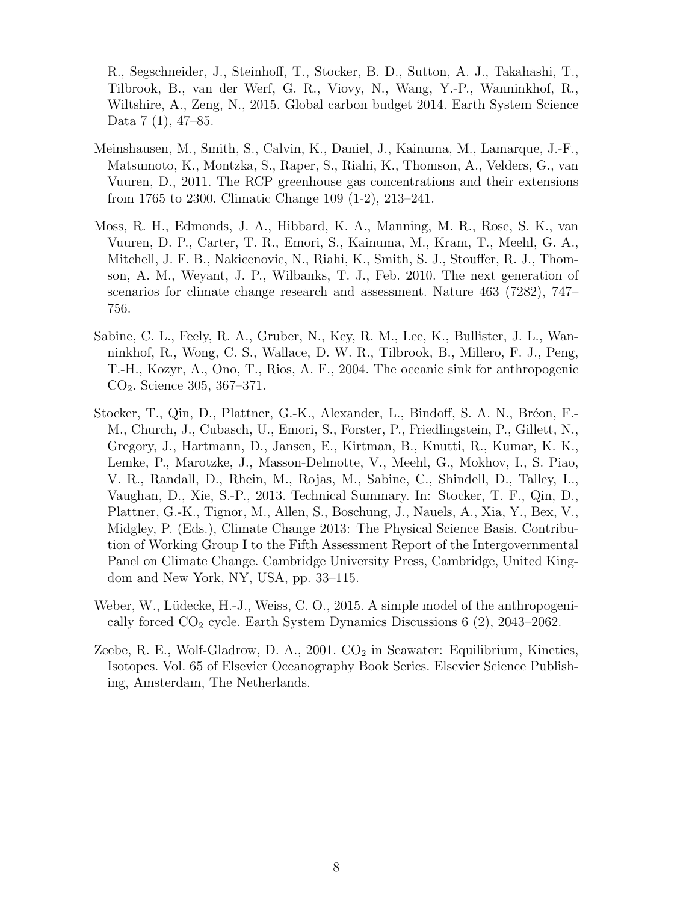R., Segschneider, J., Steinhoff, T., Stocker, B. D., Sutton, A. J., Takahashi, T., Tilbrook, B., van der Werf, G. R., Viovy, N., Wang, Y.-P., Wanninkhof, R., Wiltshire, A., Zeng, N., 2015. Global carbon budget 2014. Earth System Science Data 7 (1), 47–85.

Meinshausen, M., Smith, S., Calvin, K., Daniel, J., Kainuma, M., Lamarque, J.-F., Matsumoto, K., Montzka, S., Raper, S., Riahi, K., Thomson, A., Velders, G., van Vuuren, D., 2011. The RCP greenhouse gas concentrations and their extensions from 1765 to 2300. Climatic Change 109 (1-2), 213–241.

Moss, R. H., Edmonds, J. A., Hibbard, K. A., Manning, M. R., Rose, S. K., van Vuuren, D. P., Carter, T. R., Emori, S., Kainuma, M., Kram, T., Meehl, G. A., Mitchell, J. F. B., Nakicenovic, N., Riahi, K., Smith, S. J., Stouffer, R. J., Thomson, A. M., Weyant, J. P., Wilbanks, T. J., Feb. 2010. The next generation of scenarios for climate change research and assessment. Nature 463 (7282), 747–756.

Sabine, C. L., Feely, R. A., Gruber, N., Key, R. M., Lee, K., Bullister, J. L., Wanninkhof, R., Wong, C. S., Wallace, D. W. R., Tilbrook, B., Millero, F. J., Peng, T.-H., Kozyr, A., Ono, T., Rios, A. F., 2004. The oceanic sink for anthropogenic $CO_2$. Science 305, 367–371.

Stocker, T., Qin, D., Plattner, G.-K., Alexander, L., Bindoff, S. A. N., Bréon, F.-M., Church, J., Cubasch, U., Emori, S., Forster, P., Friedlingstein, P., Gillett, N., Gregory, J., Hartmann, D., Jansen, E., Kirtman, B., Knutti, R., Kumar, K. K., Lemke, P., Marotzke, J., Masson-Delmotte, V., Meehl, G., Mokhov, I., S. Piao, V. R., Randall, D., Rhein, M., Rojas, M., Sabine, C., Shindell, D., Talley, L., Vaughan, D., Xie, S.-P., 2013. Technical Summary. In: Stocker, T. F., Qin, D., Plattner, G.-K., Tignor, M., Allen, S., Boschung, J., Nauels, A., Xia, Y., Bex, V., Midgley, P. (Eds.), Climate Change 2013: The Physical Science Basis. Contribution of Working Group I to the Fifth Assessment Report of the Intergovernmental Panel on Climate Change. Cambridge University Press, Cambridge, United Kingdom and New York, NY, USA, pp. 33–115.

Weber, W., Lüdecke, H.-J., Weiss, C. O., 2015. A simple model of the anthropogenically forced $CO_2$ cycle. Earth System Dynamics Discussions 6 (2), 2043–2062.

Zeebe, R. E., Wolf-Gladrow, D. A., 2001. $CO_2$ in Seawater: Equilibrium, Kinetics, Isotopes. Vol. 65 of Elsevier Oceanography Book Series. Elsevier Science Publishing, Amsterdam, The Netherlands.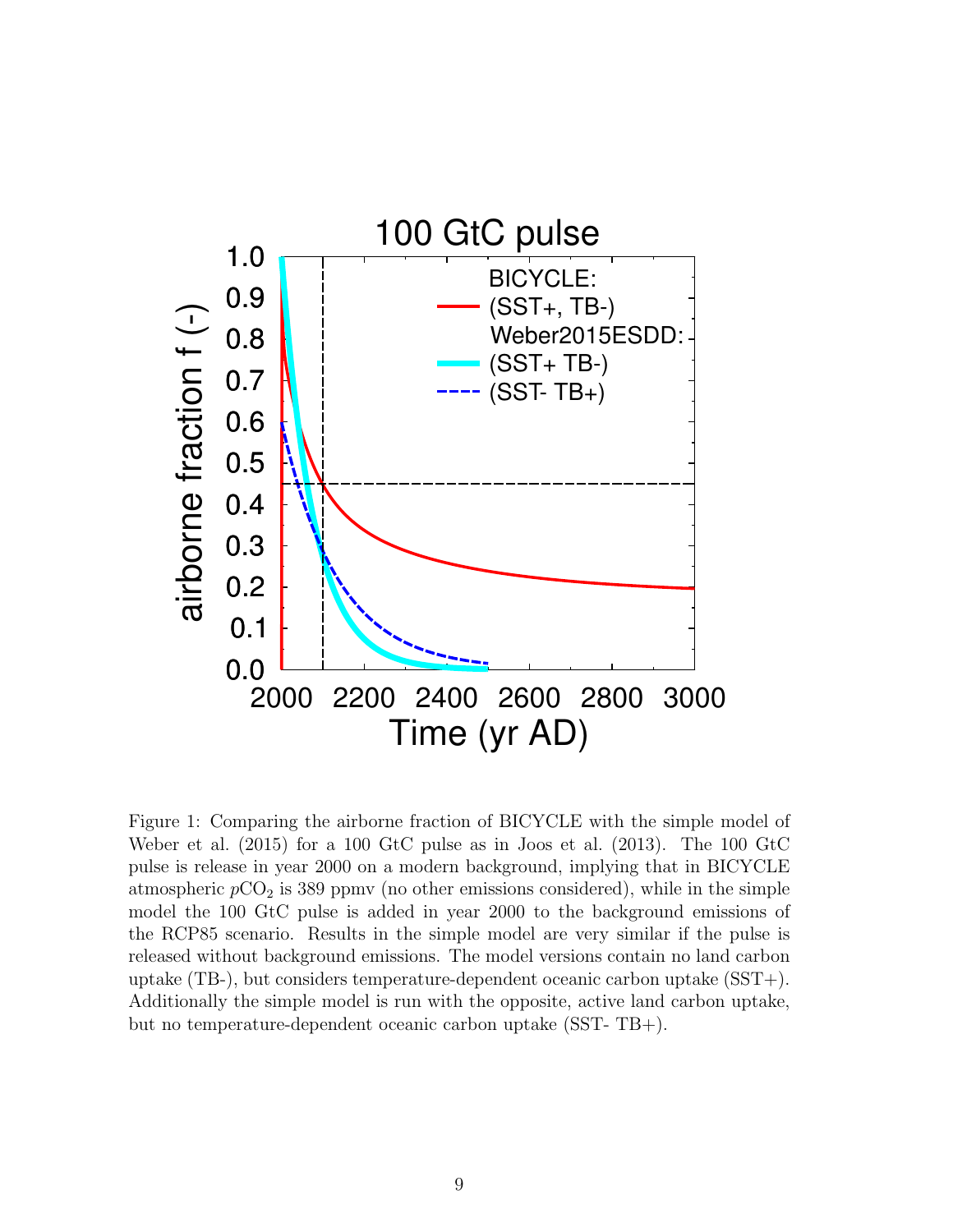Figure 1: Comparing the airborne fraction of BICYCLE with the simple model of Weber et al. (2015) for a 100 GtC pulse as in Joos et al. (2013). The 100 GtC pulse is release in year 2000 on a modern background, implying that in BICYCLE atmospheric $p\mathrm{CO}_2$ is 389 ppmv (no other emissions considered), while in the simple model the 100 GtC pulse is added in year 2000 to the background emissions of the RCP85 scenario. Results in the simple model are very similar if the pulse is released without background emissions. The model versions contain no land carbon uptake (TB-), but considers temperature-dependent oceanic carbon uptake (SST+). Additionally the simple model is run with the opposite, active land carbon uptake, but no temperature-dependent oceanic carbon uptake (SST- TB+).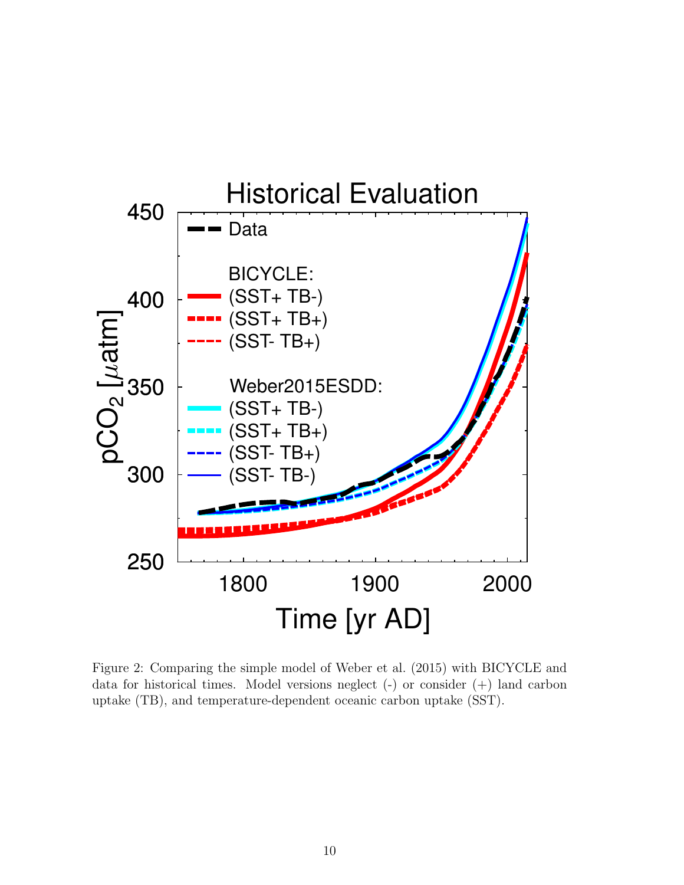Figure 2: Comparing the simple model of Weber et al. (2015) with BICYCLE and data for historical times. Model versions neglect (-) or consider (+) land carbon uptake (TB), and temperature-dependent oceanic carbon uptake (SST).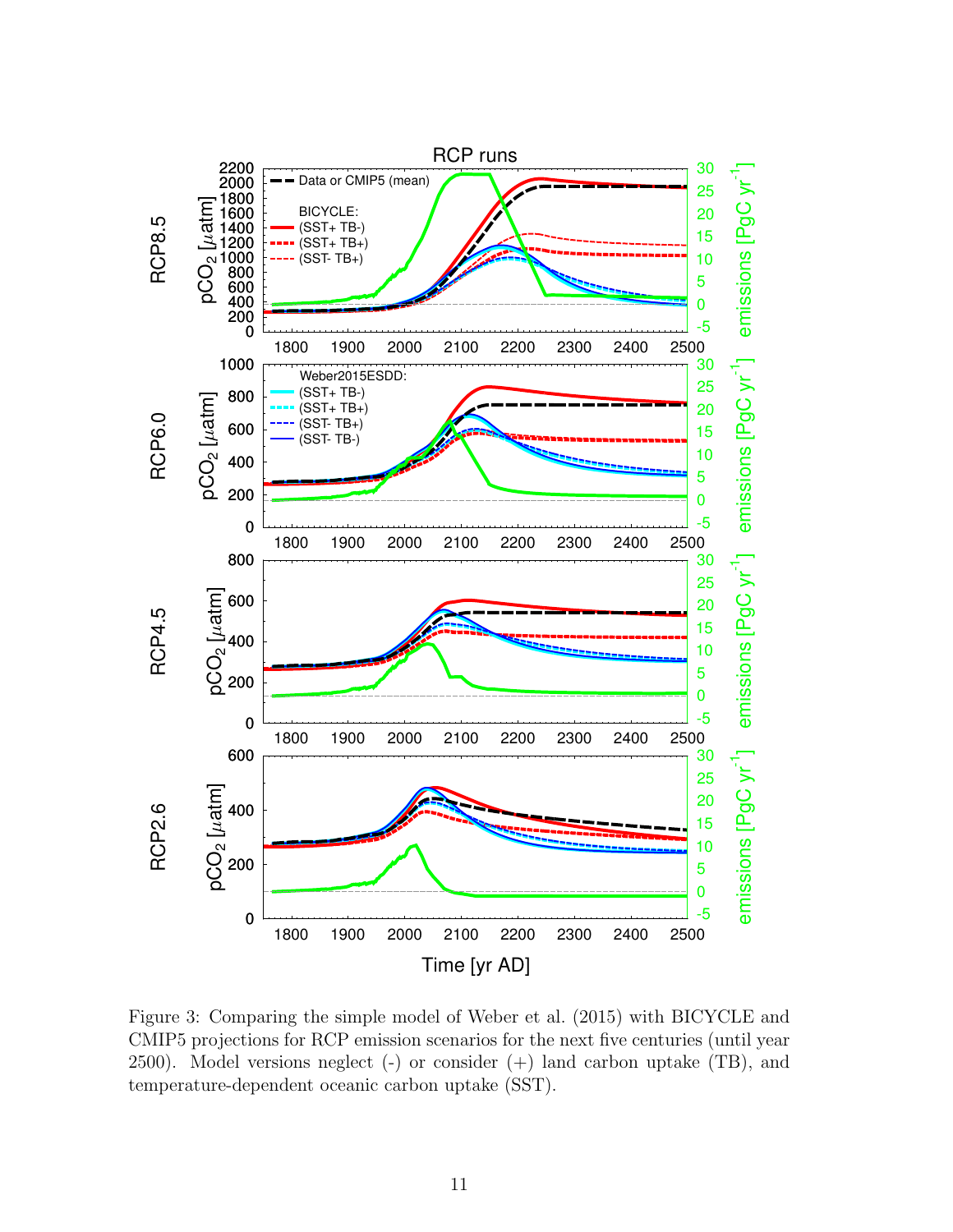RCP runs

RCP8.5

pCO$_2$ [$\mu$atm]

emissions [PgC yr$^{-1}$]

Data or CMIP5 (mean)

BICYCLE:
(SST+ TB-)
(SST+ TB+)
(SST- TB+)

RCP6.0

Weber2015ESDD:
(SST+ TB-)
(SST+ TB+)
(SST- TB+)
(SST- TB-)

RCP4.5

RCP2.6

Time [yr AD]

Figure 3: Comparing the simple model of Weber et al. (2015) with BICYCLE and CMIP5 projections for RCP emission scenarios for the next five centuries (until year 2500). Model versions neglect (-) or consider (+) land carbon uptake (TB), and temperature-dependent oceanic carbon uptake (SST).